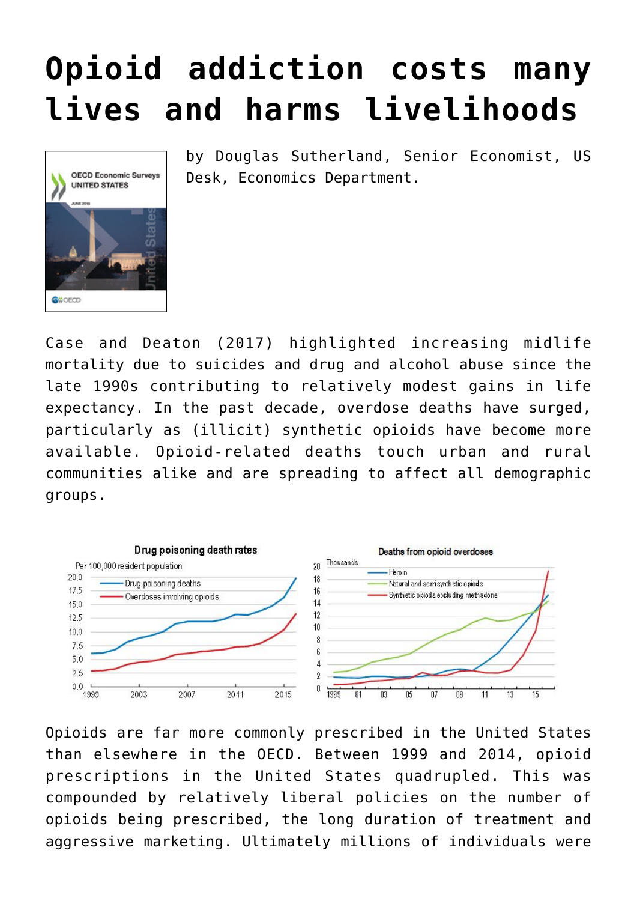# Opioid addiction costs many lives and harms livelihoods

by Douglas Sutherland, Senior Economist, US Desk, Economics Department.

Case and Deaton (2017) highlighted increasing midlife mortality due to suicides and drug and alcohol abuse since the late 1990s contributing to relatively modest gains in life expectancy. In the past decade, overdose deaths have surged, particularly as (illicit) synthetic opioids have become more available. Opioid-related deaths touch urban and rural communities alike and are spreading to affect all demographic groups.

Opioids are far more commonly prescribed in the United States than elsewhere in the OECD. Between 1999 and 2014, opioid prescriptions in the United States quadrupled. This was compounded by relatively liberal policies on the number of opioids being prescribed, the long duration of treatment and aggressive marketing. Ultimately millions of individuals were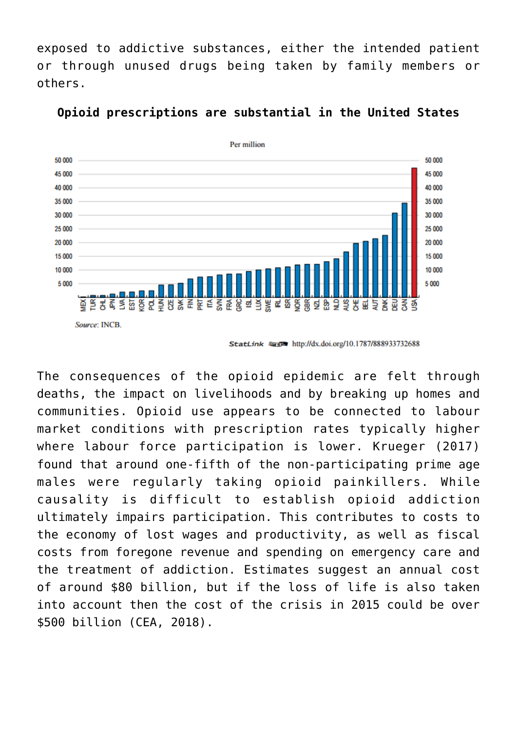exposed to addictive substances, either the intended patient or through unused drugs being taken by family members or others.

**Opioid prescriptions are substantial in the United States**

Per million

Source: INCB.

StatLink http://dx.doi.org/10.1787/888933732688

The consequences of the opioid epidemic are felt through deaths, the impact on livelihoods and by breaking up homes and communities. Opioid use appears to be connected to labour market conditions with prescription rates typically higher where labour force participation is lower. Krueger (2017) found that around one-fifth of the non-participating prime age males were regularly taking opioid painkillers. While causality is difficult to establish opioid addiction ultimately impairs participation. This contributes to costs to the economy of lost wages and productivity, as well as fiscal costs from foregone revenue and spending on emergency care and the treatment of addiction. Estimates suggest an annual cost of around $80 billion, but if the loss of life is also taken into account then the cost of the crisis in 2015 could be over $500 billion (CEA, 2018).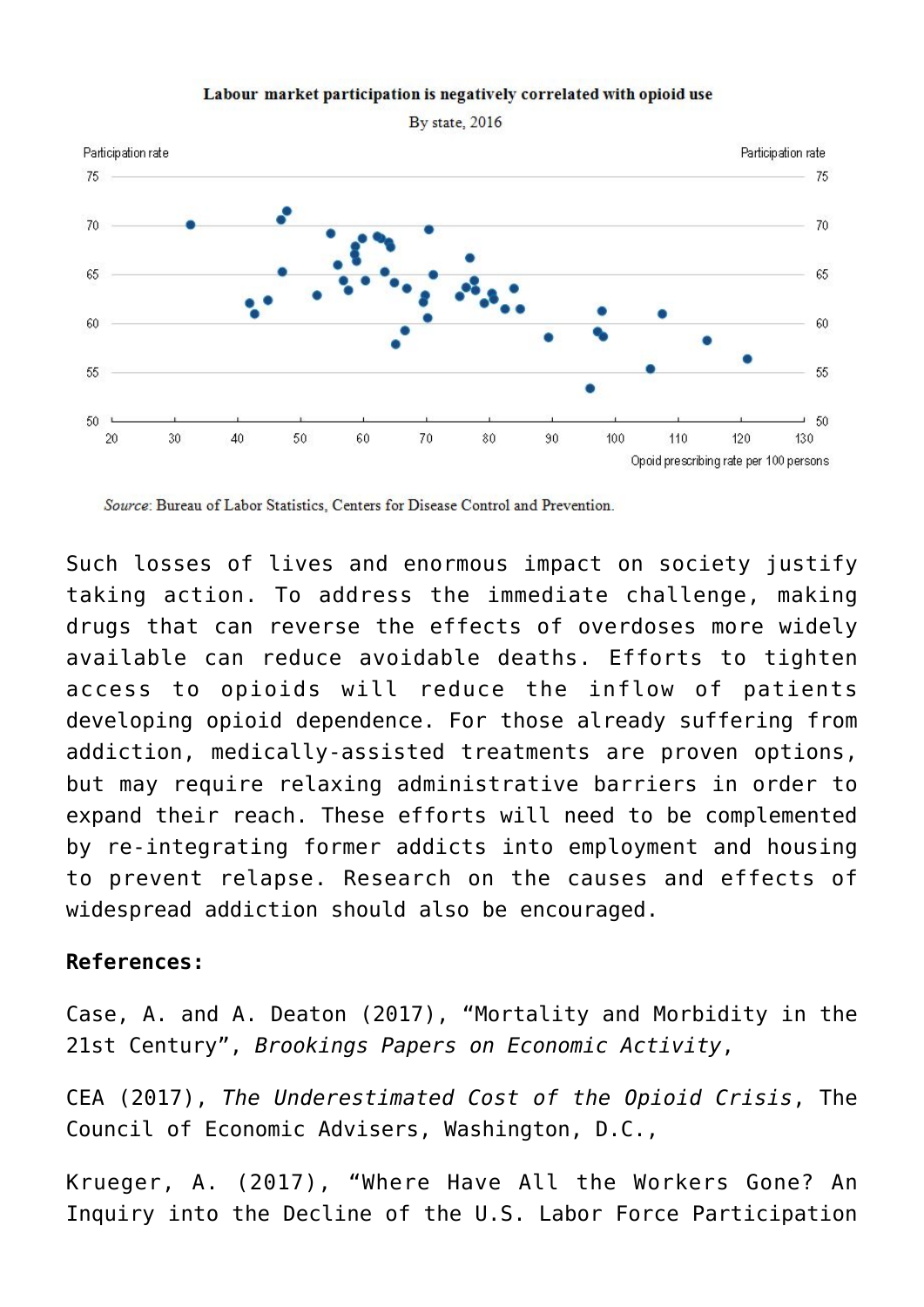Labour market participation is negatively correlated with opioid use

By state, 2016

Source: Bureau of Labor Statistics, Centers for Disease Control and Prevention.

Such losses of lives and enormous impact on society justify taking action. To address the immediate challenge, making drugs that can reverse the effects of overdoses more widely available can reduce avoidable deaths. Efforts to tighten access to opioids will reduce the inflow of patients developing opioid dependence. For those already suffering from addiction, medically-assisted treatments are proven options, but may require relaxing administrative barriers in order to expand their reach. These efforts will need to be complemented by re-integrating former addicts into employment and housing to prevent relapse. Research on the causes and effects of widespread addiction should also be encouraged.

**References:**

Case, A. and A. Deaton (2017), "Mortality and Morbidity in the 21st Century", *Brookings Papers on Economic Activity*,

CEA (2017), *The Underestimated Cost of the Opioid Crisis*, The Council of Economic Advisers, Washington, D.C.,

Krueger, A. (2017), "Where Have All the Workers Gone? An Inquiry into the Decline of the U.S. Labor Force Participation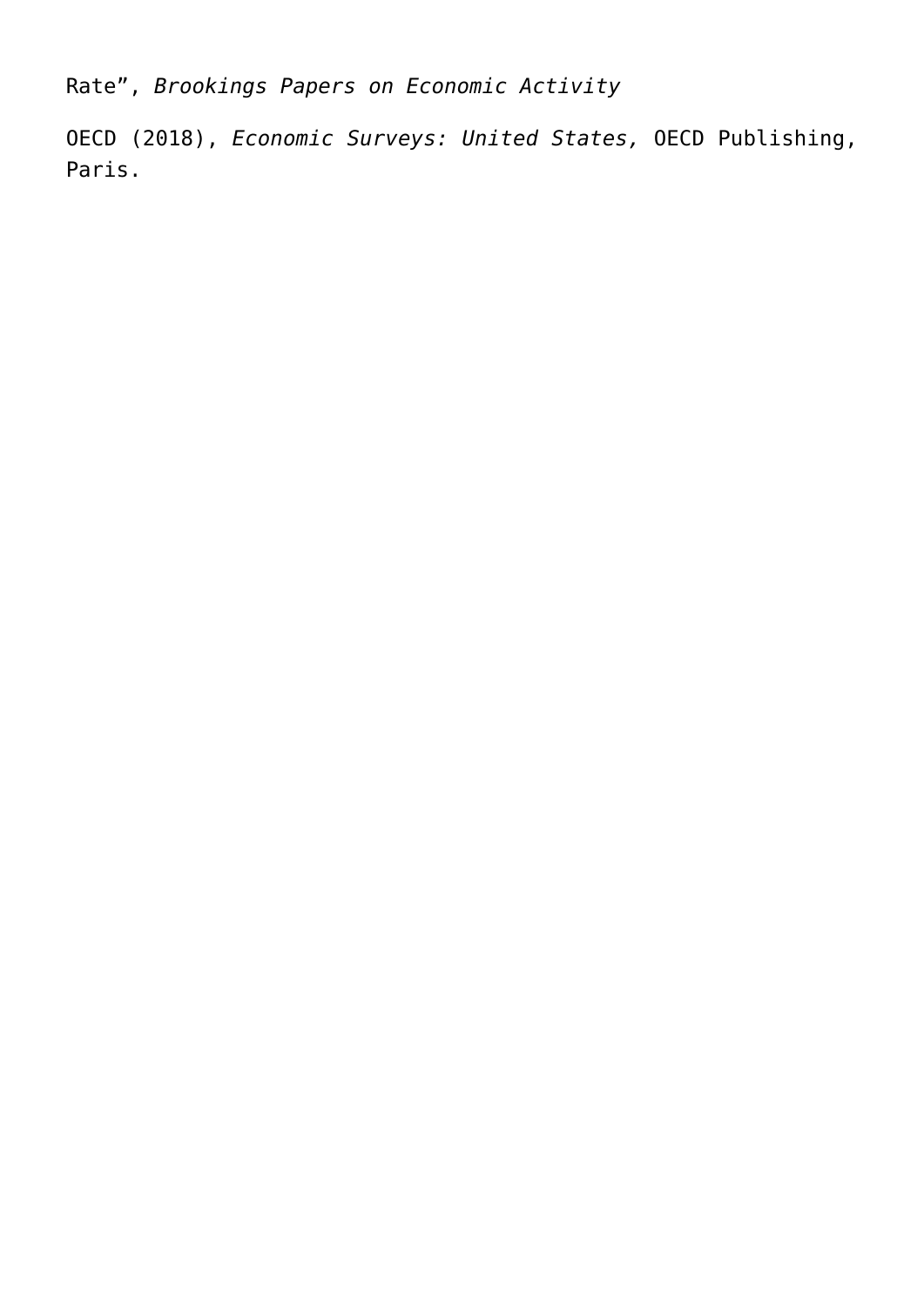Rate”, *Brookings Papers on Economic Activity*

OECD (2018), *Economic Surveys: United States,* OECD Publishing, Paris.